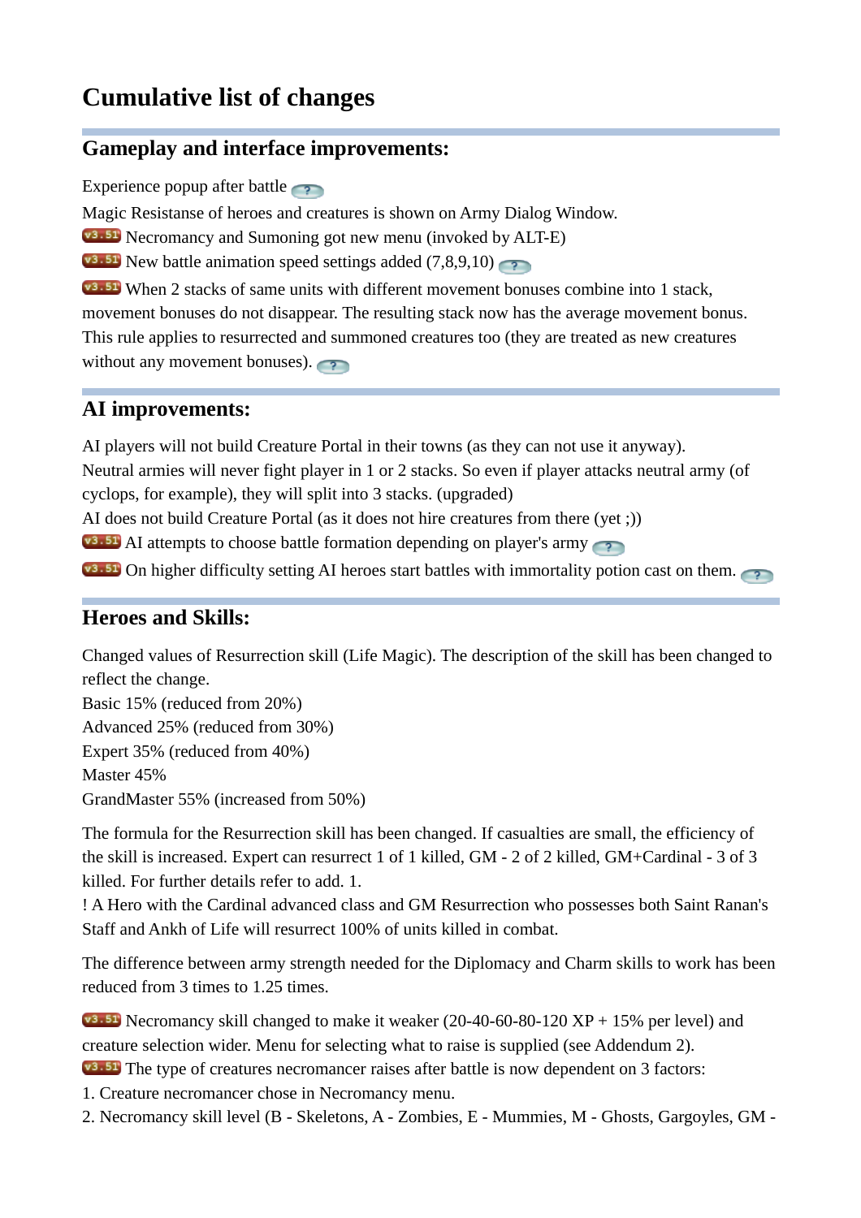# Cumulative list of changes

## Gameplay and interface improvements:

Experience popup after battle
Magic Resistanse of heroes and creatures is shown on Army Dialog Window.
v3.51 Necromancy and Sumoning got new menu (invoked by ALT-E)
v3.51 New battle animation speed settings added (7,8,9,10)
v3.51 When 2 stacks of same units with different movement bonuses combine into 1 stack, movement bonuses do not disappear. The resulting stack now has the average movement bonus. This rule applies to resurrected and summoned creatures too (they are treated as new creatures without any movement bonuses).

## AI improvements:

AI players will not build Creature Portal in their towns (as they can not use it anyway).
Neutral armies will never fight player in 1 or 2 stacks. So even if player attacks neutral army (of cyclops, for example), they will split into 3 stacks. (upgraded)
AI does not build Creature Portal (as it does not hire creatures from there (yet ;))
v3.51 AI attempts to choose battle formation depending on player's army
v3.51 On higher difficulty setting AI heroes start battles with immortality potion cast on them.

## Heroes and Skills:

Changed values of Resurrection skill (Life Magic). The description of the skill has been changed to reflect the change.
Basic 15% (reduced from 20%)
Advanced 25% (reduced from 30%)
Expert 35% (reduced from 40%)
Master 45%
GrandMaster 55% (increased from 50%)

The formula for the Resurrection skill has been changed. If casualties are small, the efficiency of the skill is increased. Expert can resurrect 1 of 1 killed, GM - 2 of 2 killed, GM+Cardinal - 3 of 3 killed. For further details refer to add. 1.
! A Hero with the Cardinal advanced class and GM Resurrection who possesses both Saint Ranan's Staff and Ankh of Life will resurrect 100% of units killed in combat.

The difference between army strength needed for the Diplomacy and Charm skills to work has been reduced from 3 times to 1.25 times.

v3.51 Necromancy skill changed to make it weaker (20-40-60-80-120 XP + 15% per level) and creature selection wider. Menu for selecting what to raise is supplied (see Addendum 2).
v3.51 The type of creatures necromancer raises after battle is now dependent on 3 factors:
1. Creature necromancer chose in Necromancy menu.
2. Necromancy skill level (B - Skeletons, A - Zombies, E - Mummies, M - Ghosts, Gargoyles, GM -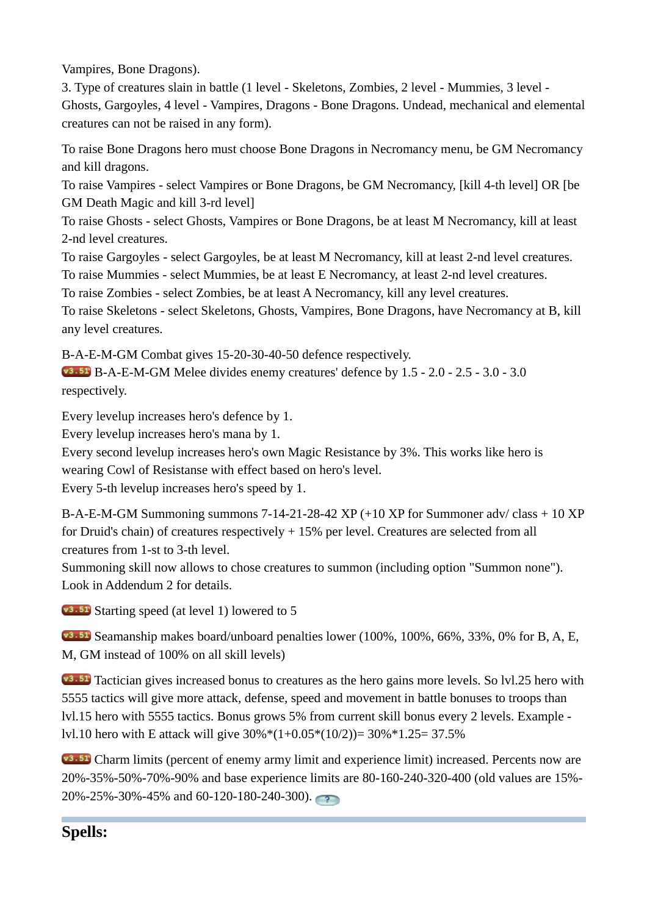Vampires, Bone Dragons).
3. Type of creatures slain in battle (1 level - Skeletons, Zombies, 2 level - Mummies, 3 level - Ghosts, Gargoyles, 4 level - Vampires, Dragons - Bone Dragons. Undead, mechanical and elemental creatures can not be raised in any form).

To raise Bone Dragons hero must choose Bone Dragons in Necromancy menu, be GM Necromancy and kill dragons.
To raise Vampires - select Vampires or Bone Dragons, be GM Necromancy, [kill 4-th level] OR [be GM Death Magic and kill 3-rd level]
To raise Ghosts - select Ghosts, Vampires or Bone Dragons, be at least M Necromancy, kill at least 2-nd level creatures.
To raise Gargoyles - select Gargoyles, be at least M Necromancy, kill at least 2-nd level creatures.
To raise Mummies - select Mummies, be at least E Necromancy, at least 2-nd level creatures.
To raise Zombies - select Zombies, be at least A Necromancy, kill any level creatures.
To raise Skeletons - select Skeletons, Ghosts, Vampires, Bone Dragons, have Necromancy at B, kill any level creatures.

B-A-E-M-GM Combat gives 15-20-30-40-50 defence respectively.
v3.51 B-A-E-M-GM Melee divides enemy creatures' defence by 1.5 - 2.0 - 2.5 - 3.0 - 3.0 respectively.

Every levelup increases hero's defence by 1.
Every levelup increases hero's mana by 1.
Every second levelup increases hero's own Magic Resistance by 3%. This works like hero is wearing Cowl of Resistanse with effect based on hero's level.
Every 5-th levelup increases hero's speed by 1.

B-A-E-M-GM Summoning summons 7-14-21-28-42 XP (+10 XP for Summoner adv/ class + 10 XP for Druid's chain) of creatures respectively + 15% per level. Creatures are selected from all creatures from 1-st to 3-th level.
Summoning skill now allows to chose creatures to summon (including option "Summon none"). Look in Addendum 2 for details.

v3.51 Starting speed (at level 1) lowered to 5

v3.51 Seamanship makes board/unboard penalties lower (100%, 100%, 66%, 33%, 0% for B, A, E, M, GM instead of 100% on all skill levels)

v3.51 Tactician gives increased bonus to creatures as the hero gains more levels. So lvl.25 hero with 5555 tactics will give more attack, defense, speed and movement in battle bonuses to troops than lvl.15 hero with 5555 tactics. Bonus grows 5% from current skill bonus every 2 levels. Example - lvl.10 hero with E attack will give $30\%*(1+0.05*(10/2))= 30\%*1.25= 37.5\%$

v3.51 Charm limits (percent of enemy army limit and experience limit) increased. Percents now are 20%-35%-50%-70%-90% and base experience limits are 80-160-240-320-400 (old values are 15%-20%-25%-30%-45% and 60-120-180-240-300).

## Spells: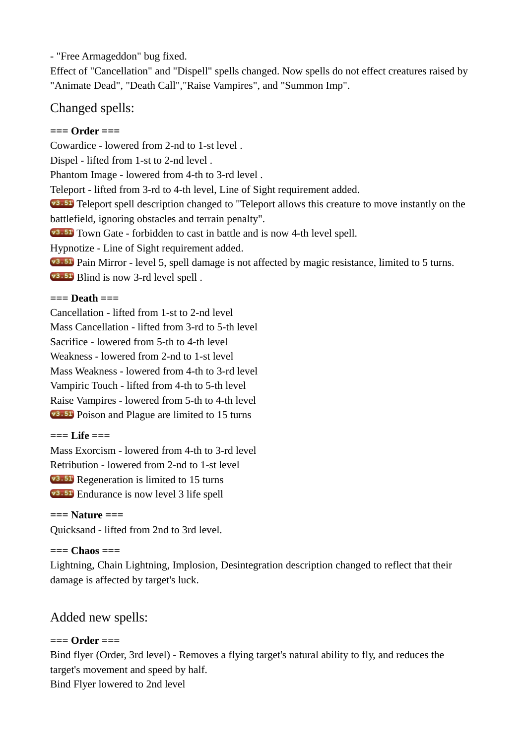- "Free Armageddon" bug fixed.

Effect of "Cancellation" and "Dispell" spells changed. Now spells do not effect creatures raised by "Animate Dead", "Death Call","Raise Vampires", and "Summon Imp".

## Changed spells:

**=== Order ===**

Cowardice - lowered from 2-nd to 1-st level .
Dispel - lifted from 1-st to 2-nd level .
Phantom Image - lowered from 4-th to 3-rd level .
Teleport - lifted from 3-rd to 4-th level, Line of Sight requirement added.
v3.51 Teleport spell description changed to "Teleport allows this creature to move instantly on the battlefield, ignoring obstacles and terrain penalty".
v3.51 Town Gate - forbidden to cast in battle and is now 4-th level spell.
Hypnotize - Line of Sight requirement added.
v3.51 Pain Mirror - level 5, spell damage is not affected by magic resistance, limited to 5 turns.
v3.51 Blind is now 3-rd level spell .

**=== Death ===**

Cancellation - lifted from 1-st to 2-nd level
Mass Cancellation - lifted from 3-rd to 5-th level
Sacrifice - lowered from 5-th to 4-th level
Weakness - lowered from 2-nd to 1-st level
Mass Weakness - lowered from 4-th to 3-rd level
Vampiric Touch - lifted from 4-th to 5-th level
Raise Vampires - lowered from 5-th to 4-th level
v3.51 Poison and Plague are limited to 15 turns

**=== Life ===**

Mass Exorcism - lowered from 4-th to 3-rd level
Retribution - lowered from 2-nd to 1-st level
v3.51 Regeneration is limited to 15 turns
v3.51 Endurance is now level 3 life spell

**=== Nature ===**

Quicksand - lifted from 2nd to 3rd level.

**=== Chaos ===**

Lightning, Chain Lightning, Implosion, Desintegration description changed to reflect that their damage is affected by target's luck.

## Added new spells:

**=== Order ===**

Bind flyer (Order, 3rd level) - Removes a flying target's natural ability to fly, and reduces the target's movement and speed by half.
Bind Flyer lowered to 2nd level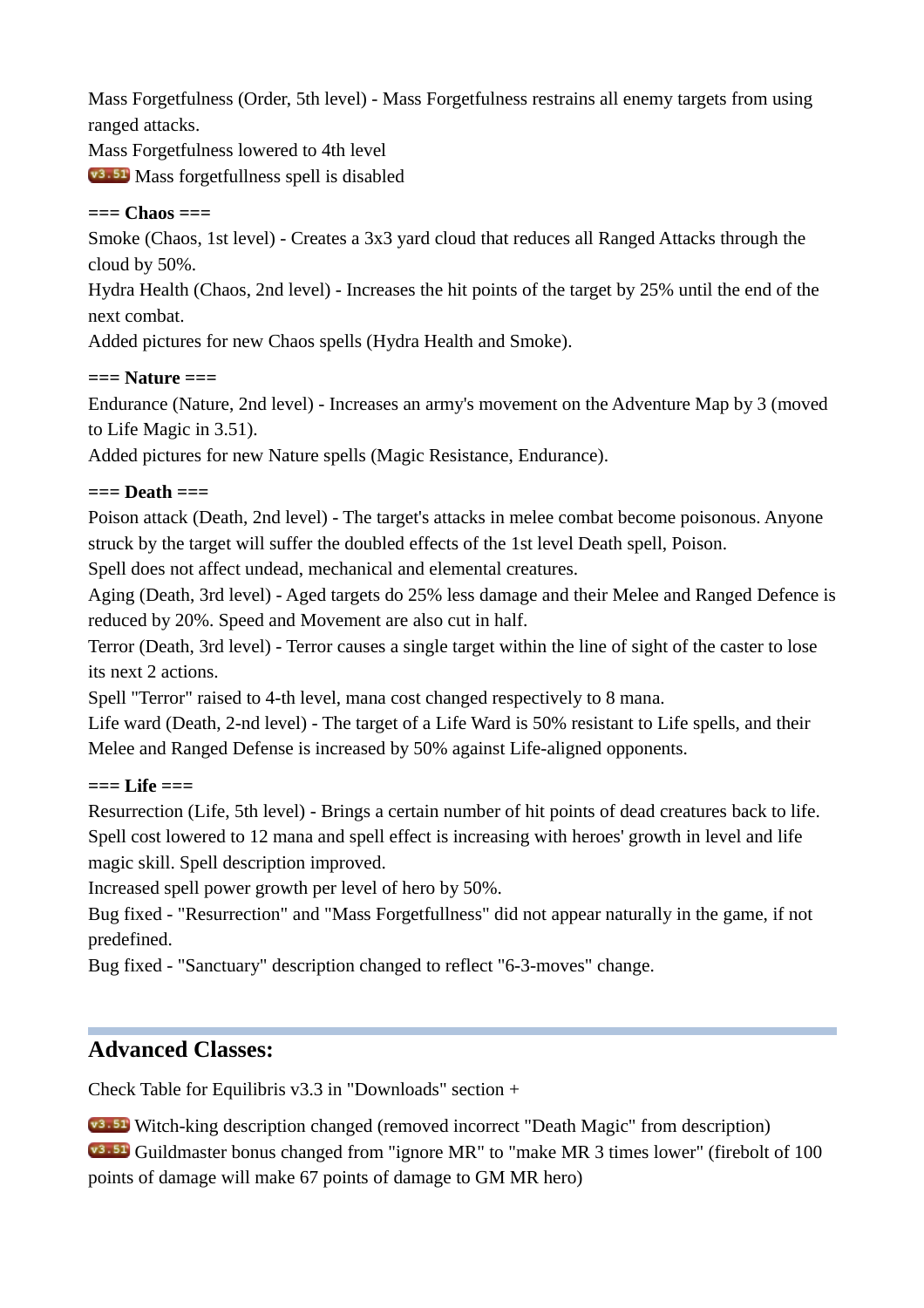Mass Forgetfulness (Order, 5th level) - Mass Forgetfulness restrains all enemy targets from using ranged attacks.
Mass Forgetfulness lowered to 4th level
v3.51 Mass forgetfullness spell is disabled

=== Chaos ===

Smoke (Chaos, 1st level) - Creates a 3x3 yard cloud that reduces all Ranged Attacks through the cloud by 50%.
Hydra Health (Chaos, 2nd level) - Increases the hit points of the target by 25% until the end of the next combat.
Added pictures for new Chaos spells (Hydra Health and Smoke).

=== Nature ===

Endurance (Nature, 2nd level) - Increases an army's movement on the Adventure Map by 3 (moved to Life Magic in 3.51).
Added pictures for new Nature spells (Magic Resistance, Endurance).

=== Death ===

Poison attack (Death, 2nd level) - The target's attacks in melee combat become poisonous. Anyone struck by the target will suffer the doubled effects of the 1st level Death spell, Poison.
Spell does not affect undead, mechanical and elemental creatures.
Aging (Death, 3rd level) - Aged targets do 25% less damage and their Melee and Ranged Defence is reduced by 20%. Speed and Movement are also cut in half.
Terror (Death, 3rd level) - Terror causes a single target within the line of sight of the caster to lose its next 2 actions.
Spell "Terror" raised to 4-th level, mana cost changed respectively to 8 mana.
Life ward (Death, 2-nd level) - The target of a Life Ward is 50% resistant to Life spells, and their Melee and Ranged Defense is increased by 50% against Life-aligned opponents.

=== Life ===

Resurrection (Life, 5th level) - Brings a certain number of hit points of dead creatures back to life.
Spell cost lowered to 12 mana and spell effect is increasing with heroes' growth in level and life magic skill. Spell description improved.
Increased spell power growth per level of hero by 50%.
Bug fixed - "Resurrection" and "Mass Forgetfullness" did not appear naturally in the game, if not predefined.
Bug fixed - "Sanctuary" description changed to reflect "6-3-moves" change.

## Advanced Classes:

Check Table for Equilibris v3.3 in "Downloads" section +

v3.51 Witch-king description changed (removed incorrect "Death Magic" from description)
v3.51 Guildmaster bonus changed from "ignore MR" to "make MR 3 times lower" (firebolt of 100 points of damage will make 67 points of damage to GM MR hero)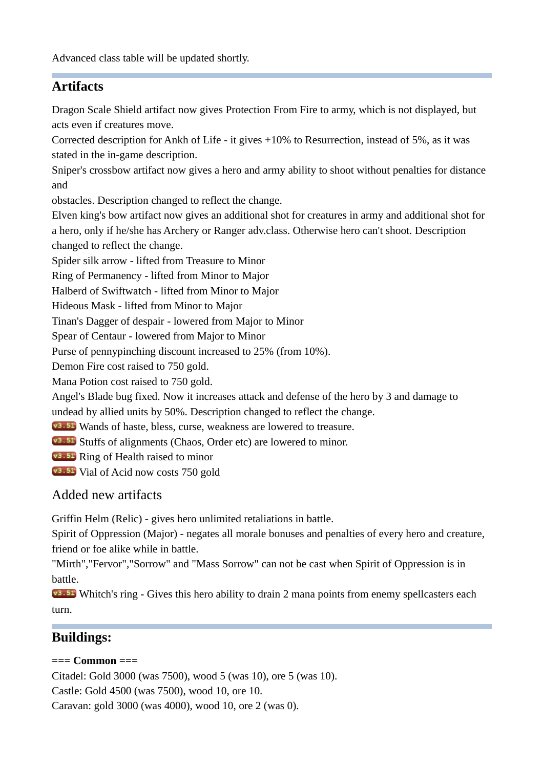Advanced class table will be updated shortly.

## Artifacts

Dragon Scale Shield artifact now gives Protection From Fire to army, which is not displayed, but acts even if creatures move.
Corrected description for Ankh of Life - it gives +10% to Resurrection, instead of 5%, as it was stated in the in-game description.
Sniper's crossbow artifact now gives a hero and army ability to shoot without penalties for distance and
obstacles. Description changed to reflect the change.
Elven king's bow artifact now gives an additional shot for creatures in army and additional shot for a hero, only if he/she has Archery or Ranger adv.class. Otherwise hero can't shoot. Description changed to reflect the change.
Spider silk arrow - lifted from Treasure to Minor
Ring of Permanency - lifted from Minor to Major
Halberd of Swiftwatch - lifted from Minor to Major
Hideous Mask - lifted from Minor to Major
Tinan's Dagger of despair - lowered from Major to Minor
Spear of Centaur - lowered from Major to Minor
Purse of pennypinching discount increased to 25% (from 10%).
Demon Fire cost raised to 750 gold.
Mana Potion cost raised to 750 gold.
Angel's Blade bug fixed. Now it increases attack and defense of the hero by 3 and damage to undead by allied units by 50%. Description changed to reflect the change.
v3.51 Wands of haste, bless, curse, weakness are lowered to treasure.
v3.51 Stuffs of alignments (Chaos, Order etc) are lowered to minor.
v3.51 Ring of Health raised to minor
v3.51 Vial of Acid now costs 750 gold

### Added new artifacts

Griffin Helm (Relic) - gives hero unlimited retaliations in battle.
Spirit of Oppression (Major) - negates all morale bonuses and penalties of every hero and creature, friend or foe alike while in battle.
"Mirth","Fervor","Sorrow" and "Mass Sorrow" can not be cast when Spirit of Oppression is in battle.
v3.51 Whitch's ring - Gives this hero ability to drain 2 mana points from enemy spellcasters each turn.

## Buildings:

**=== Common ===**
Citadel: Gold 3000 (was 7500), wood 5 (was 10), ore 5 (was 10).
Castle: Gold 4500 (was 7500), wood 10, ore 10.
Caravan: gold 3000 (was 4000), wood 10, ore 2 (was 0).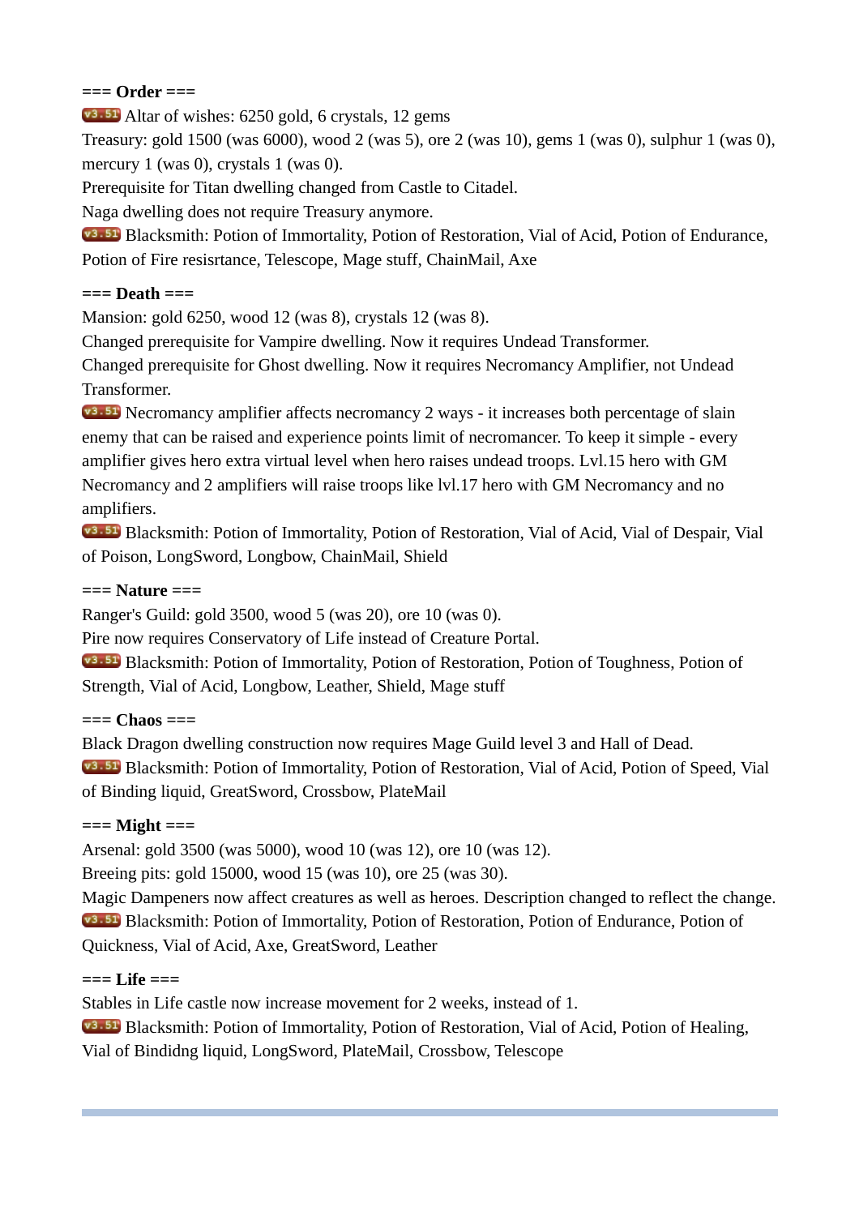**=== Order ===**

v3.51 Altar of wishes: 6250 gold, 6 crystals, 12 gems

Treasury: gold 1500 (was 6000), wood 2 (was 5), ore 2 (was 10), gems 1 (was 0), sulphur 1 (was 0), mercury 1 (was 0), crystals 1 (was 0).

Prerequisite for Titan dwelling changed from Castle to Citadel.

Naga dwelling does not require Treasury anymore.

v3.51 Blacksmith: Potion of Immortality, Potion of Restoration, Vial of Acid, Potion of Endurance, Potion of Fire resisrtance, Telescope, Mage stuff, ChainMail, Axe

**=== Death ===**

Mansion: gold 6250, wood 12 (was 8), crystals 12 (was 8).

Changed prerequisite for Vampire dwelling. Now it requires Undead Transformer.

Changed prerequisite for Ghost dwelling. Now it requires Necromancy Amplifier, not Undead Transformer.

v3.51 Necromancy amplifier affects necromancy 2 ways - it increases both percentage of slain enemy that can be raised and experience points limit of necromancer. To keep it simple - every amplifier gives hero extra virtual level when hero raises undead troops. Lvl.15 hero with GM Necromancy and 2 amplifiers will raise troops like lvl.17 hero with GM Necromancy and no amplifiers.

v3.51 Blacksmith: Potion of Immortality, Potion of Restoration, Vial of Acid, Vial of Despair, Vial of Poison, LongSword, Longbow, ChainMail, Shield

**=== Nature ===**

Ranger's Guild: gold 3500, wood 5 (was 20), ore 10 (was 0).

Pire now requires Conservatory of Life instead of Creature Portal.

v3.51 Blacksmith: Potion of Immortality, Potion of Restoration, Potion of Toughness, Potion of Strength, Vial of Acid, Longbow, Leather, Shield, Mage stuff

**=== Chaos ===**

Black Dragon dwelling construction now requires Mage Guild level 3 and Hall of Dead.

v3.51 Blacksmith: Potion of Immortality, Potion of Restoration, Vial of Acid, Potion of Speed, Vial of Binding liquid, GreatSword, Crossbow, PlateMail

**=== Might ===**

Arsenal: gold 3500 (was 5000), wood 10 (was 12), ore 10 (was 12).

Breeing pits: gold 15000, wood 15 (was 10), ore 25 (was 30).

Magic Dampeners now affect creatures as well as heroes. Description changed to reflect the change.

v3.51 Blacksmith: Potion of Immortality, Potion of Restoration, Potion of Endurance, Potion of Quickness, Vial of Acid, Axe, GreatSword, Leather

**=== Life ===**

Stables in Life castle now increase movement for 2 weeks, instead of 1.

v3.51 Blacksmith: Potion of Immortality, Potion of Restoration, Vial of Acid, Potion of Healing, Vial of Bindidng liquid, LongSword, PlateMail, Crossbow, Telescope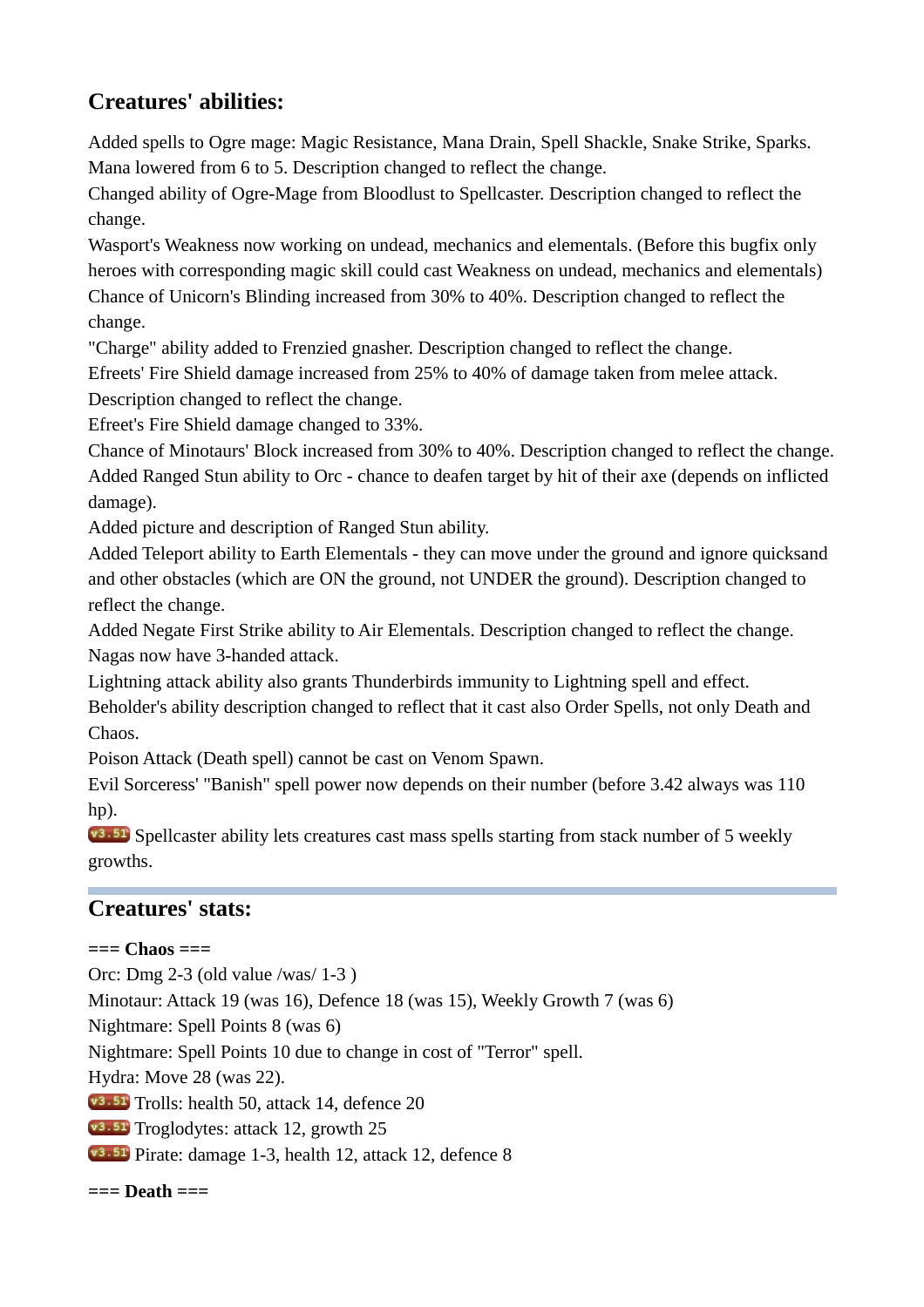## Creatures' abilities:

Added spells to Ogre mage: Magic Resistance, Mana Drain, Spell Shackle, Snake Strike, Sparks. Mana lowered from 6 to 5. Description changed to reflect the change.
Changed ability of Ogre-Mage from Bloodlust to Spellcaster. Description changed to reflect the change.
Wasport's Weakness now working on undead, mechanics and elementals. (Before this bugfix only heroes with corresponding magic skill could cast Weakness on undead, mechanics and elementals)
Chance of Unicorn's Blinding increased from 30% to 40%. Description changed to reflect the change.
"Charge" ability added to Frenzied gnasher. Description changed to reflect the change.
Efreets' Fire Shield damage increased from 25% to 40% of damage taken from melee attack. Description changed to reflect the change.
Efreet's Fire Shield damage changed to 33%.
Chance of Minotaurs' Block increased from 30% to 40%. Description changed to reflect the change.
Added Ranged Stun ability to Orc - chance to deafen target by hit of their axe (depends on inflicted damage).
Added picture and description of Ranged Stun ability.
Added Teleport ability to Earth Elementals - they can move under the ground and ignore quicksand and other obstacles (which are ON the ground, not UNDER the ground). Description changed to reflect the change.
Added Negate First Strike ability to Air Elementals. Description changed to reflect the change.
Nagas now have 3-handed attack.
Lightning attack ability also grants Thunderbirds immunity to Lightning spell and effect.
Beholder's ability description changed to reflect that it cast also Order Spells, not only Death and Chaos.
Poison Attack (Death spell) cannot be cast on Venom Spawn.
Evil Sorceress' "Banish" spell power now depends on their number (before 3.42 always was 110 hp).
v3.51 Spellcaster ability lets creatures cast mass spells starting from stack number of 5 weekly growths.

## Creatures' stats:

**=== Chaos ===**

Orc: Dmg 2-3 (old value /was/ 1-3 )
Minotaur: Attack 19 (was 16), Defence 18 (was 15), Weekly Growth 7 (was 6)
Nightmare: Spell Points 8 (was 6)
Nightmare: Spell Points 10 due to change in cost of "Terror" spell.
Hydra: Move 28 (was 22).
v3.51 Trolls: health 50, attack 14, defence 20
v3.51 Troglodytes: attack 12, growth 25
v3.51 Pirate: damage 1-3, health 12, attack 12, defence 8

**=== Death ===**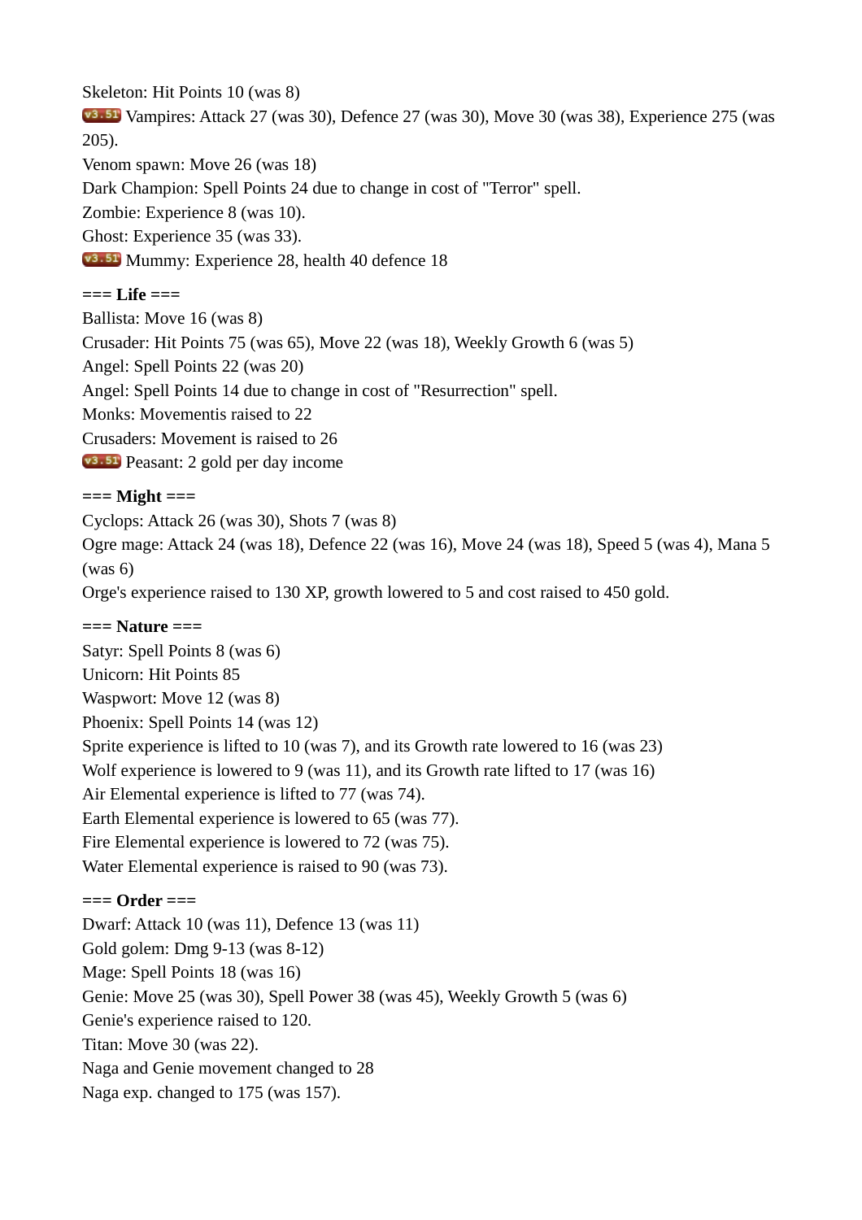Skeleton: Hit Points 10 (was 8)

v3.51 Vampires: Attack 27 (was 30), Defence 27 (was 30), Move 30 (was 38), Experience 275 (was 205).

Venom spawn: Move 26 (was 18)

Dark Champion: Spell Points 24 due to change in cost of "Terror" spell.

Zombie: Experience 8 (was 10).

Ghost: Experience 35 (was 33).

v3.51 Mummy: Experience 28, health 40 defence 18

**=== Life ===**

Ballista: Move 16 (was 8)

Crusader: Hit Points 75 (was 65), Move 22 (was 18), Weekly Growth 6 (was 5)

Angel: Spell Points 22 (was 20)

Angel: Spell Points 14 due to change in cost of "Resurrection" spell.

Monks: Movementis raised to 22

Crusaders: Movement is raised to 26

v3.51 Peasant: 2 gold per day income

**=== Might ===**

Cyclops: Attack 26 (was 30), Shots 7 (was 8)

Ogre mage: Attack 24 (was 18), Defence 22 (was 16), Move 24 (was 18), Speed 5 (was 4), Mana 5 (was 6)

Orge's experience raised to 130 XP, growth lowered to 5 and cost raised to 450 gold.

**=== Nature ===**

Satyr: Spell Points 8 (was 6)

Unicorn: Hit Points 85

Waspwort: Move 12 (was 8)

Phoenix: Spell Points 14 (was 12)

Sprite experience is lifted to 10 (was 7), and its Growth rate lowered to 16 (was 23)

Wolf experience is lowered to 9 (was 11), and its Growth rate lifted to 17 (was 16)

Air Elemental experience is lifted to 77 (was 74).

Earth Elemental experience is lowered to 65 (was 77).

Fire Elemental experience is lowered to 72 (was 75).

Water Elemental experience is raised to 90 (was 73).

**=== Order ===**

Dwarf: Attack 10 (was 11), Defence 13 (was 11)

Gold golem: Dmg 9-13 (was 8-12)

Mage: Spell Points 18 (was 16)

Genie: Move 25 (was 30), Spell Power 38 (was 45), Weekly Growth 5 (was 6)

Genie's experience raised to 120.

Titan: Move 30 (was 22).

Naga and Genie movement changed to 28

Naga exp. changed to 175 (was 157).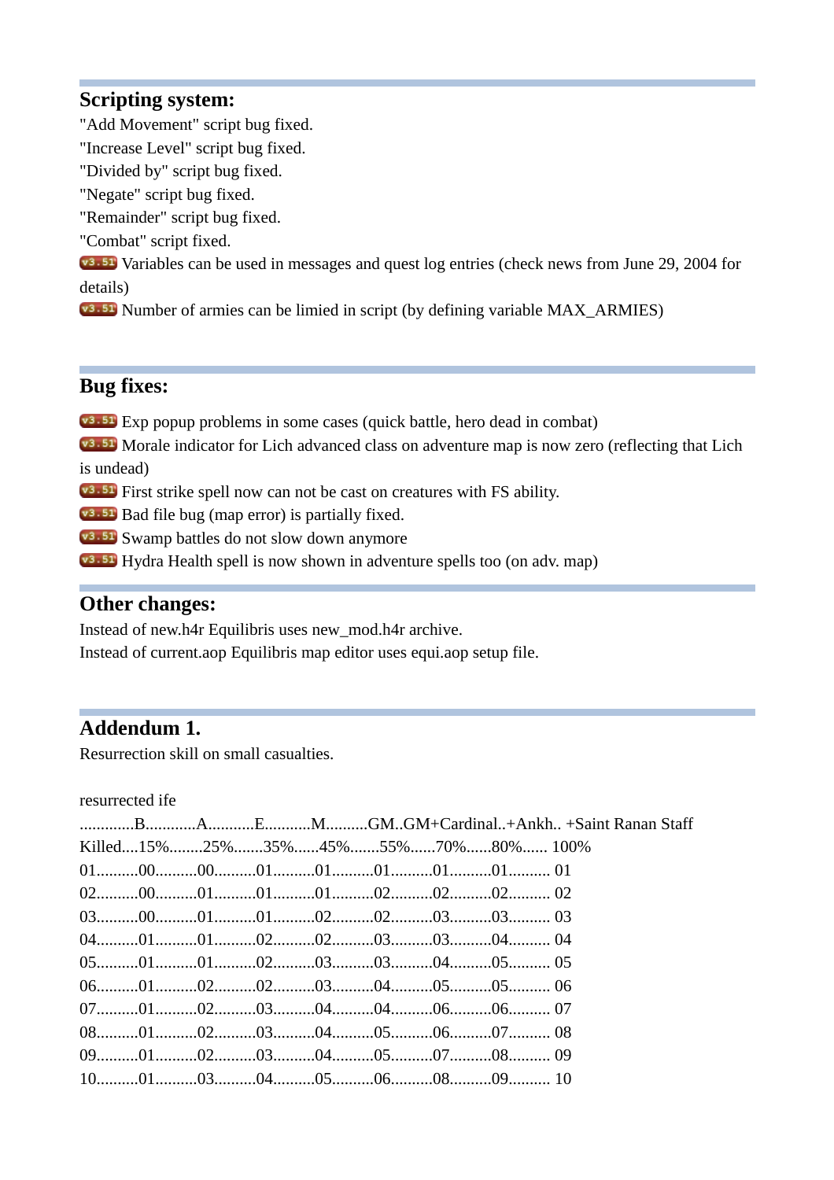## Scripting system:

"Add Movement" script bug fixed.
"Increase Level" script bug fixed.
"Divided by" script bug fixed.
"Negate" script bug fixed.
"Remainder" script bug fixed.
"Combat" script fixed.
v3.51 Variables can be used in messages and quest log entries (check news from June 29, 2004 for details)
v3.51 Number of armies can be limied in script (by defining variable MAX_ARMIES)

## Bug fixes:

v3.51 Exp popup problems in some cases (quick battle, hero dead in combat)
v3.51 Morale indicator for Lich advanced class on adventure map is now zero (reflecting that Lich is undead)
v3.51 First strike spell now can not be cast on creatures with FS ability.
v3.51 Bad file bug (map error) is partially fixed.
v3.51 Swamp battles do not slow down anymore
v3.51 Hydra Health spell is now shown in adventure spells too (on adv. map)

## Other changes:

Instead of new.h4r Equilibris uses new_mod.h4r archive.
Instead of current.aop Equilibris map editor uses equi.aop setup file.

## Addendum 1.

Resurrection skill on small casualties.

resurrected ife

| | B | A | E | M | GM | GM+Cardinal | +Ankh | +Saint Ranan Staff |
|---|---|---|---|---|---|---|---|---|
| Killed | 15% | 25% | 35% | 45% | 55% | 70% | 80% | 100% |
| 01 | 00 | 00 | 01 | 01 | 01 | 01 | 01 | 01 |
| 02 | 00 | 01 | 01 | 01 | 02 | 02 | 02 | 02 |
| 03 | 00 | 01 | 01 | 02 | 02 | 03 | 03 | 03 |
| 04 | 01 | 01 | 02 | 02 | 03 | 03 | 04 | 04 |
| 05 | 01 | 01 | 02 | 03 | 03 | 04 | 05 | 05 |
| 06 | 01 | 02 | 02 | 03 | 04 | 05 | 05 | 06 |
| 07 | 01 | 02 | 03 | 04 | 04 | 06 | 06 | 07 |
| 08 | 01 | 02 | 03 | 04 | 05 | 06 | 07 | 08 |
| 09 | 01 | 02 | 03 | 04 | 05 | 07 | 08 | 09 |
| 10 | 01 | 03 | 04 | 05 | 06 | 08 | 09 | 10 |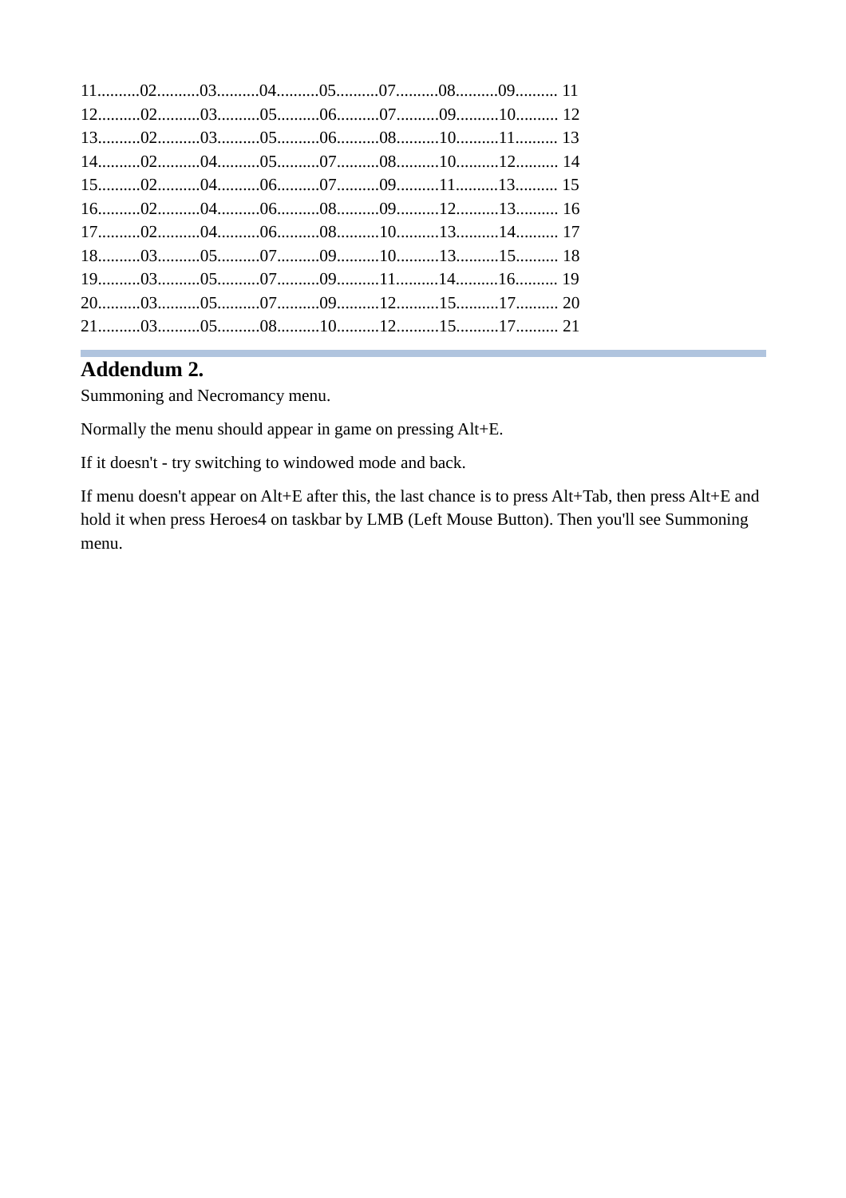11..........02..........03..........04..........05..........07..........08..........09.......... 11
12..........02..........03..........05..........06..........07..........09..........10.......... 12
13..........02..........03..........05..........06..........08..........10..........11.......... 13
14..........02..........04..........05..........07..........08..........10..........12.......... 14
15..........02..........04..........06..........07..........09..........11..........13.......... 15
16..........02..........04..........06..........08..........09..........12..........13.......... 16
17..........02..........04..........06..........08..........10..........13..........14.......... 17
18..........03..........05..........07..........09..........10..........13..........15.......... 18
19..........03..........05..........07..........09..........11..........14..........16.......... 19
20..........03..........05..........07..........09..........12..........15..........17.......... 20
21..........03..........05..........08..........10..........12..........15..........17.......... 21

## Addendum 2.

Summoning and Necromancy menu.

Normally the menu should appear in game on pressing Alt+E.

If it doesn't - try switching to windowed mode and back.

If menu doesn't appear on Alt+E after this, the last chance is to press Alt+Tab, then press Alt+E and hold it when press Heroes4 on taskbar by LMB (Left Mouse Button). Then you'll see Summoning menu.